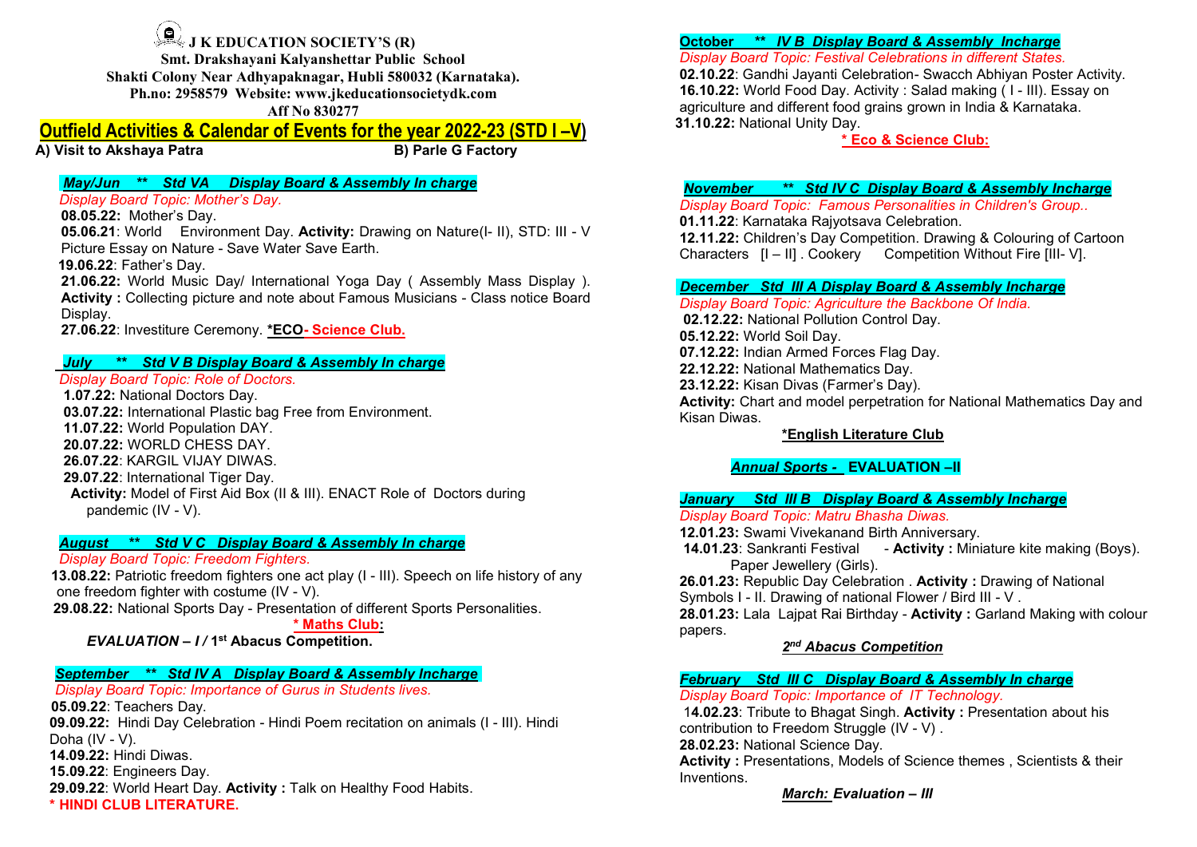**J K EDUCATION SOCIETY'S (R)**

**Smt. Drakshayani Kalyanshettar Public School**

**Shakti Colony Near Adhyapaknagar, Hubli 580032 (Karnataka).**

**Ph.no: 2958579 Website: www.jkeducationsocietydk.com**

**Aff No 830277**

# Outfield Activities & Calendar of Events for the year 2022-23 (STD I –V)

**A) Visit to Akshaya Patra** **B) Parle G Factory**

***May/Jun \*\* Std VA Display Board & Assembly In charge***

*Display Board Topic: Mother's Day.*

**08.05.22:** Mother's Day.

**05.06.21**: World Environment Day. **Activity:** Drawing on Nature(I- II), STD: III - V Picture Essay on Nature - Save Water Save Earth.

**19.06.22**: Father's Day.

**21.06.22:** World Music Day/ International Yoga Day ( Assembly Mass Display ). **Activity :** Collecting picture and note about Famous Musicians - Class notice Board Display.

**27.06.22**: Investiture Ceremony. **\*ECO- Science Club.**

***July \*\* Std V B Display Board & Assembly In charge***

*Display Board Topic: Role of Doctors.*

**1.07.22:** National Doctors Day.

**03.07.22:** International Plastic bag Free from Environment.

**11.07.22:** World Population DAY.

**20.07.22:** WORLD CHESS DAY.

**26.07.22**: KARGIL VIJAY DIWAS.

**29.07.22**: International Tiger Day.

**Activity:** Model of First Aid Box (II & III). ENACT Role of Doctors during pandemic (IV - V).

***August \*\* Std V C Display Board & Assembly In charge***

*Display Board Topic: Freedom Fighters.*

**13.08.22:** Patriotic freedom fighters one act play (I - III). Speech on life history of any one freedom fighter with costume (IV - V).

**29.08.22:** National Sports Day - Presentation of different Sports Personalities.

**\* Maths Club:**

***EVALUATION – I* / 1st Abacus Competition.**

***September \*\* Std IV A Display Board & Assembly Incharge***

*Display Board Topic: Importance of Gurus in Students lives.*

**05.09.22**: Teachers Day.

**09.09.22:** Hindi Day Celebration - Hindi Poem recitation on animals (I - III). Hindi Doha (IV - V).

**14.09.22:** Hindi Diwas.

**15.09.22**: Engineers Day.

**29.09.22**: World Heart Day. **Activity :** Talk on Healthy Food Habits.

**\* HINDI CLUB LITERATURE.**

***October \*\* IV B Display Board & Assembly Incharge***

*Display Board Topic: Festival Celebrations in different States.*

**02.10.22**: Gandhi Jayanti Celebration- Swacch Abhiyan Poster Activity.

**16.10.22:** World Food Day. Activity : Salad making ( I - III). Essay on agriculture and different food grains grown in India & Karnataka.

**31.10.22:** National Unity Day.

**\* Eco & Science Club:**

***November \*\* Std IV C Display Board & Assembly Incharge***

*Display Board Topic: Famous Personalities in Children's Group..*

**01.11.22**: Karnataka Rajyotsava Celebration.

**12.11.22:** Children's Day Competition. Drawing & Colouring of Cartoon Characters [I – II] . Cookery Competition Without Fire [III- V].

***December Std III A Display Board & Assembly Incharge***

*Display Board Topic: Agriculture the Backbone Of India.*

**02.12.22:** National Pollution Control Day.

**05.12.22:** World Soil Day.

**07.12.22:** Indian Armed Forces Flag Day.

**22.12.22:** National Mathematics Day.

**23.12.22:** Kisan Divas (Farmer's Day).

**Activity:** Chart and model perpetration for National Mathematics Day and Kisan Diwas.

**\*English Literature Club**

***Annual Sports -* EVALUATION –II**

***January Std III B Display Board & Assembly Incharge***

*Display Board Topic: Matru Bhasha Diwas.*

**12.01.23:** Swami Vivekanand Birth Anniversary.

**14.01.23**: Sankranti Festival - **Activity :** Miniature kite making (Boys). Paper Jewellery (Girls).

**26.01.23:** Republic Day Celebration . **Activity :** Drawing of National Symbols I - II. Drawing of national Flower / Bird III - V .

**28.01.23:** Lala Lajpat Rai Birthday - **Activity :** Garland Making with colour papers.

***2nd Abacus Competition***

***February Std III C Display Board & Assembly In charge***

*Display Board Topic: Importance of IT Technology.*

**14.02.23**: Tribute to Bhagat Singh. **Activity :** Presentation about his contribution to Freedom Struggle (IV - V) .

**28.02.23:** National Science Day.

**Activity :** Presentations, Models of Science themes , Scientists & their Inventions.

***March: Evaluation – III***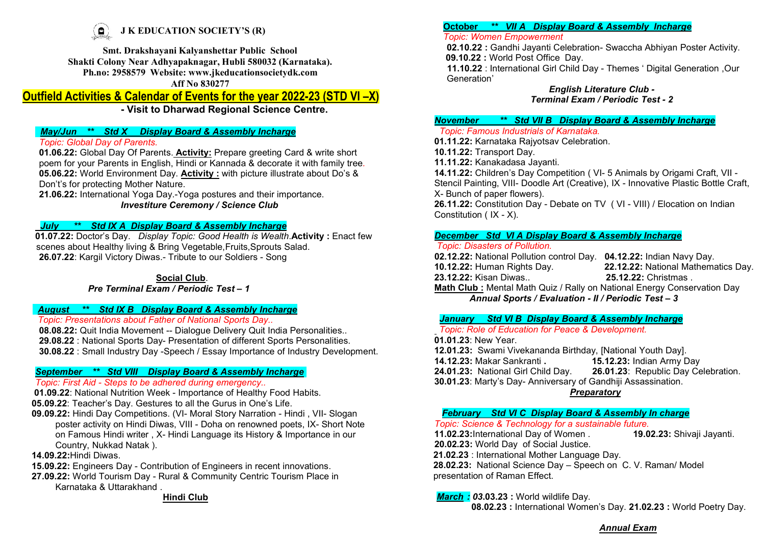## J K EDUCATION SOCIETY'S (R)

**Smt. Drakshayani Kalyanshettar Public School**
**Shakti Colony Near Adhyapaknagar, Hubli 580032 (Karnataka).**
**Ph.no: 2958579 Website: www.jkeducationsocietydk.com**
**Aff No 830277**

# Outfield Activities & Calendar of Events for the year 2022-23 (STD VI –X)

**- Visit to Dharwad Regional Science Centre.**

***May/Jun ** Std X Display Board & Assembly Incharge***

*Topic: Global Day of Parents.*

**01.06.22:** Global Day Of Parents. **Activity:** Prepare greeting Card & write short poem for your Parents in English, Hindi or Kannada & decorate it with family tree.
**05.06.22:** World Environment Day. **Activity :** with picture illustrate about Do's & Don't's for protecting Mother Nature.
**21.06.22:** International Yoga Day.-Yoga postures and their importance.

***Investiture Ceremony / Science Club***

***July ** Std IX A Display Board & Assembly Incharge***

**01.07.22:** Doctor's Day. *Display Topic: Good Health is Wealth*.**Activity :** Enact few scenes about Healthy living & Bring Vegetable,Fruits,Sprouts Salad.
**26.07.22**: Kargil Victory Diwas.- Tribute to our Soldiers - Song

**Social Club**.

***Pre Terminal Exam / Periodic Test – 1***

***August ** Std IX B Display Board & Assembly Incharge***

*Topic: Presentations about Father of National Sports Day..*

**08.08.22:** Quit India Movement -- Dialogue Delivery Quit India Personalities..
**29.08.22** : National Sports Day- Presentation of different Sports Personalities.
**30.08.22** : Small Industry Day -Speech / Essay Importance of Industry Development.

***September ** Std VIII Display Board & Assembly Incharge***

*Topic: First Aid - Steps to be adhered during emergency..*

**01.09.22**: National Nutrition Week - Importance of Healthy Food Habits.
**05.09.22**: Teacher's Day. Gestures to all the Gurus in One's Life.
**09.09.22:** Hindi Day Competitions. (VI- Moral Story Narration - Hindi , VII- Slogan poster activity on Hindi Diwas, VIII - Doha on renowned poets, IX- Short Note on Famous Hindi writer , X- Hindi Language its History & Importance in our Country, Nukkad Natak ).
**14.09.22:**Hindi Diwas.
**15.09.22:** Engineers Day - Contribution of Engineers in recent innovations.
**27.09.22:** World Tourism Day - Rural & Community Centric Tourism Place in Karnataka & Uttarakhand .

**Hindi Club**

***October ** VII A Display Board & Assembly Incharge***

*Topic: Women Empowerment*

**02.10.22 :** Gandhi Jayanti Celebration- Swaccha Abhiyan Poster Activity.
**09.10.22 :** World Post Office Day.
**11.10.22** : International Girl Child Day - Themes ' Digital Generation ,Our Generation'

***English Literature Club -***
***Terminal Exam / Periodic Test - 2***

***November ** Std VII B Display Board & Assembly Incharge***

*Topic: Famous Industrials of Karnataka.*

**01.11.22:** Karnataka Rajyotsav Celebration.
**10.11.22:** Transport Day.
**11.11.22:** Kanakadasa Jayanti.
**14.11.22:** Children's Day Competition ( VI- 5 Animals by Origami Craft, VII - Stencil Painting, VIII- Doodle Art (Creative), IX - Innovative Plastic Bottle Craft, X- Bunch of paper flowers).
**26.11.22:** Constitution Day - Debate on TV ( VI - VIII) / Elocation on Indian Constitution ( IX - X).

***December Std VI A Display Board & Assembly Incharge***

*Topic: Disasters of Pollution.*

**02.12.22:** National Pollution control Day. **04.12.22:** Indian Navy Day.
**10.12.22:** Human Rights Day. **22.12.22:** National Mathematics Day.
**23.12.22:** Kisan Diwas.. **25.12.22:** Christmas .
**Math Club :** Mental Math Quiz / Rally on National Energy Conservation Day

***Annual Sports / Evaluation - II / Periodic Test – 3***

***January Std VI B Display Board & Assembly Incharge***

*Topic: Role of Education for Peace & Development.*

**01.01.23**: New Year.
**12.01.23:** Swami Vivekananda Birthday, [National Youth Day].
**14.12.23:** Makar Sankranti **.** **15.12.23:** Indian Army Day
**24.01.23:** National Girl Child Day. **26.01.23**: Republic Day Celebration.
**30.01.23**: Marty's Day- Anniversary of Gandhiji Assassination.

***Preparatory***

***February Std VI C Display Board & Assembly In charge***

*Topic: Science & Technology for a sustainable future.*

**11.02.23:**International Day of Women . **19.02.23:** Shivaji Jayanti.
**20.02.23:** World Day of Social Justice.
**21.02.23** : International Mother Language Day.
**28.02.23:** National Science Day – Speech on C. V. Raman/ Model presentation of Raman Effect.

***March :*** ***03*.03.23 :** World wildlife Day.
**08.02.23 :** International Women's Day. **21.02.23 :** World Poetry Day.

***Annual Exam***